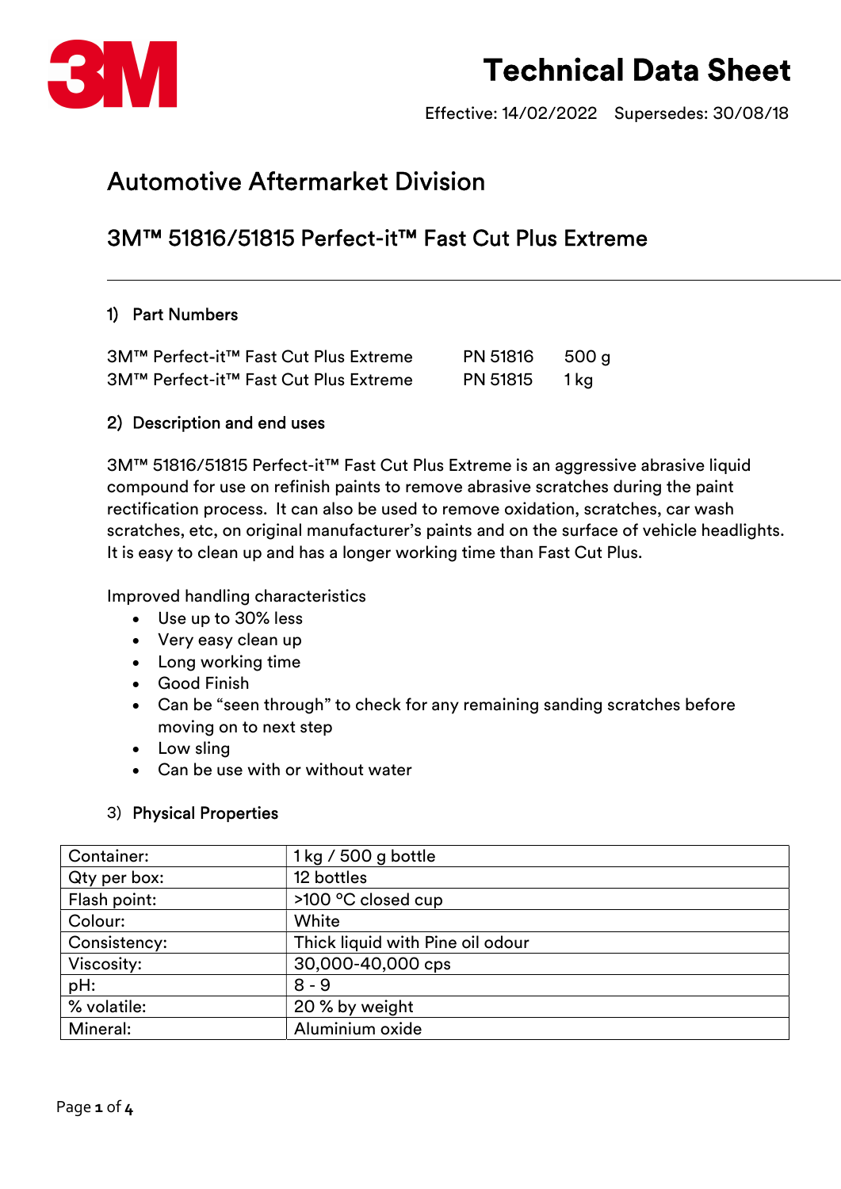# Technical Data Sheet

Effective: 14/02/2022 Supersedes: 30/08/18

## Automotive Aftermarket Division

## 3M™ 51816/51815 Perfect-it™ Fast Cut Plus Extreme

### 1) Part Numbers

| | | |
|---|---|---|
| 3M™ Perfect-it™ Fast Cut Plus Extreme | PN 51816 | 500 g |
| 3M™ Perfect-it™ Fast Cut Plus Extreme | PN 51815 | 1 kg |

### 2) Description and end uses

3M™ 51816/51815 Perfect-it™ Fast Cut Plus Extreme is an aggressive abrasive liquid compound for use on refinish paints to remove abrasive scratches during the paint rectification process. It can also be used to remove oxidation, scratches, car wash scratches, etc, on original manufacturer's paints and on the surface of vehicle headlights. It is easy to clean up and has a longer working time than Fast Cut Plus.

Improved handling characteristics

- Use up to 30% less
- Very easy clean up
- Long working time
- Good Finish
- Can be "seen through" to check for any remaining sanding scratches before moving on to next step
- Low sling
- Can be use with or without water

### 3) Physical Properties

| | |
|---|---|
| Container: | 1 kg / 500 g bottle |
| Qty per box: | 12 bottles |
| Flash point: | >100 °C closed cup |
| Colour: | White |
| Consistency: | Thick liquid with Pine oil odour |
| Viscosity: | 30,000-40,000 cps |
| pH: | 8 - 9 |
| % volatile: | 20 % by weight |
| Mineral: | Aluminium oxide |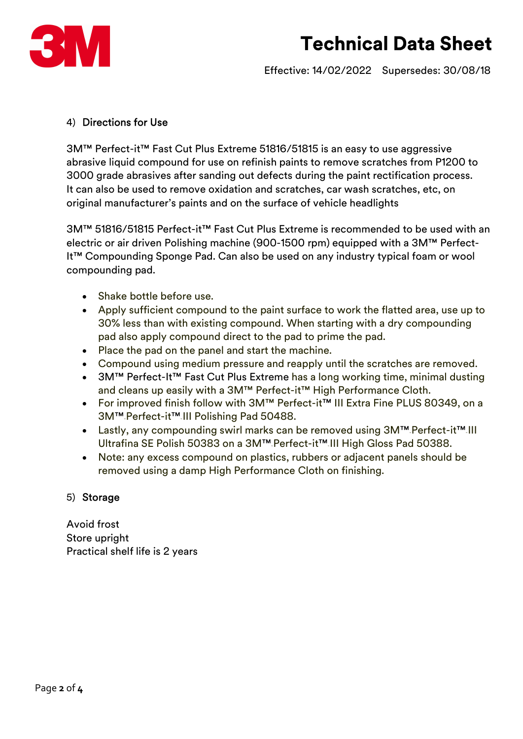## 4) Directions for Use

3M™ Perfect-it™ Fast Cut Plus Extreme 51816/51815 is an easy to use aggressive abrasive liquid compound for use on refinish paints to remove scratches from P1200 to 3000 grade abrasives after sanding out defects during the paint rectification process. It can also be used to remove oxidation and scratches, car wash scratches, etc, on original manufacturer's paints and on the surface of vehicle headlights

3M™ 51816/51815 Perfect-it™ Fast Cut Plus Extreme is recommended to be used with an electric or air driven Polishing machine (900-1500 rpm) equipped with a 3M™ Perfect-It™ Compounding Sponge Pad. Can also be used on any industry typical foam or wool compounding pad.

- Shake bottle before use.
- Apply sufficient compound to the paint surface to work the flatted area, use up to 30% less than with existing compound. When starting with a dry compounding pad also apply compound direct to the pad to prime the pad.
- Place the pad on the panel and start the machine.
- Compound using medium pressure and reapply until the scratches are removed.
- 3M™ Perfect-It™ Fast Cut Plus Extreme has a long working time, minimal dusting and cleans up easily with a 3M™ Perfect-it™ High Performance Cloth.
- For improved finish follow with 3M™ Perfect-it™ III Extra Fine PLUS 80349, on a 3M™ Perfect-it™ III Polishing Pad 50488.
- Lastly, any compounding swirl marks can be removed using 3M™ Perfect-it™ III Ultrafina SE Polish 50383 on a 3M™ Perfect-it™ III High Gloss Pad 50388.
- Note: any excess compound on plastics, rubbers or adjacent panels should be removed using a damp High Performance Cloth on finishing.

## 5) Storage

Avoid frost
Store upright
Practical shelf life is 2 years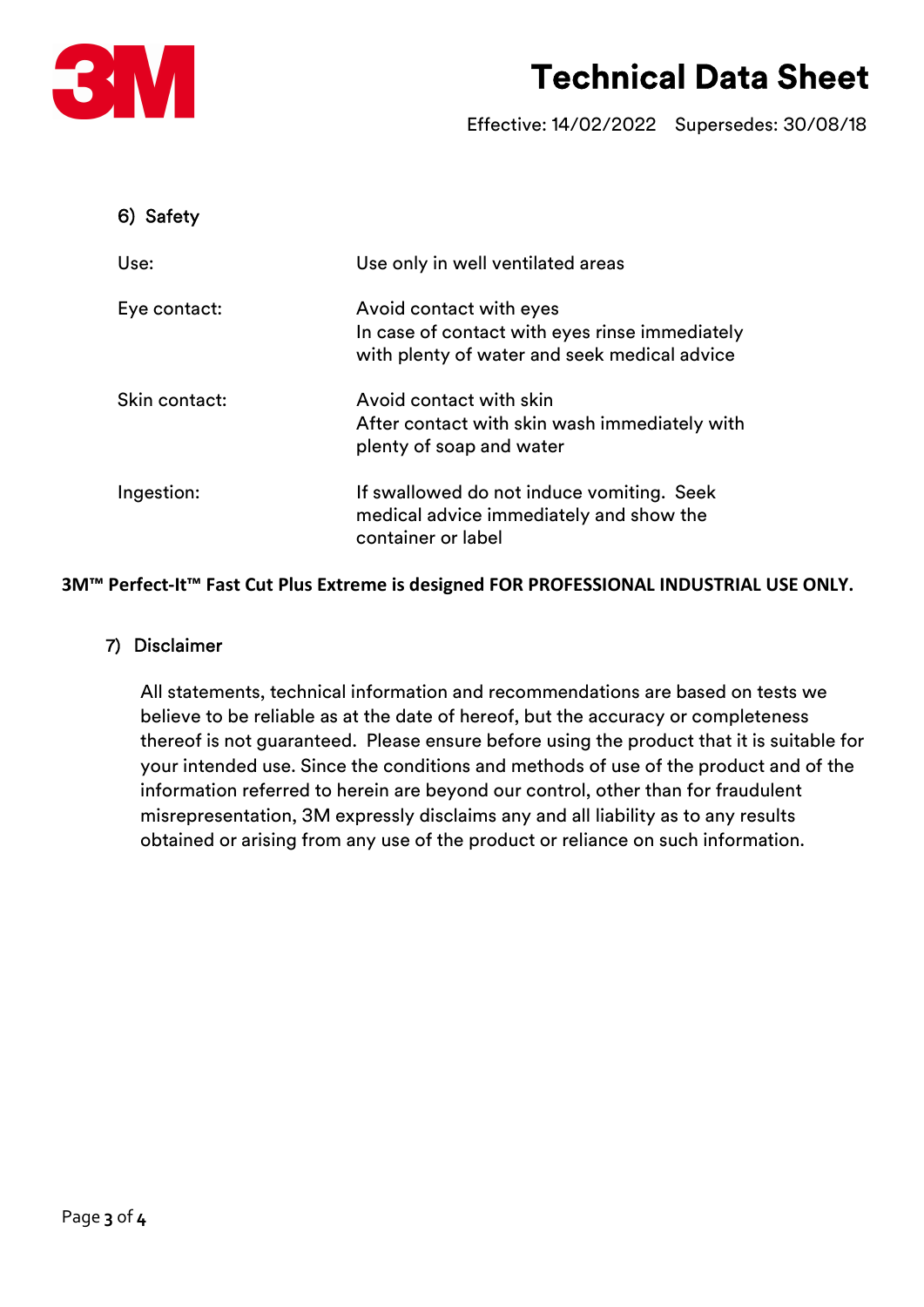## 6) Safety

| | |
|---|---|
| Use: | Use only in well ventilated areas |
| Eye contact: | Avoid contact with eyes<br>In case of contact with eyes rinse immediately with plenty of water and seek medical advice |
| Skin contact: | Avoid contact with skin<br>After contact with skin wash immediately with plenty of soap and water |
| Ingestion: | If swallowed do not induce vomiting. Seek medical advice immediately and show the container or label |

**3M™ Perfect-It™ Fast Cut Plus Extreme is designed FOR PROFESSIONAL INDUSTRIAL USE ONLY.**

## 7) Disclaimer

All statements, technical information and recommendations are based on tests we believe to be reliable as at the date of hereof, but the accuracy or completeness thereof is not guaranteed. Please ensure before using the product that it is suitable for your intended use. Since the conditions and methods of use of the product and of the information referred to herein are beyond our control, other than for fraudulent misrepresentation, 3M expressly disclaims any and all liability as to any results obtained or arising from any use of the product or reliance on such information.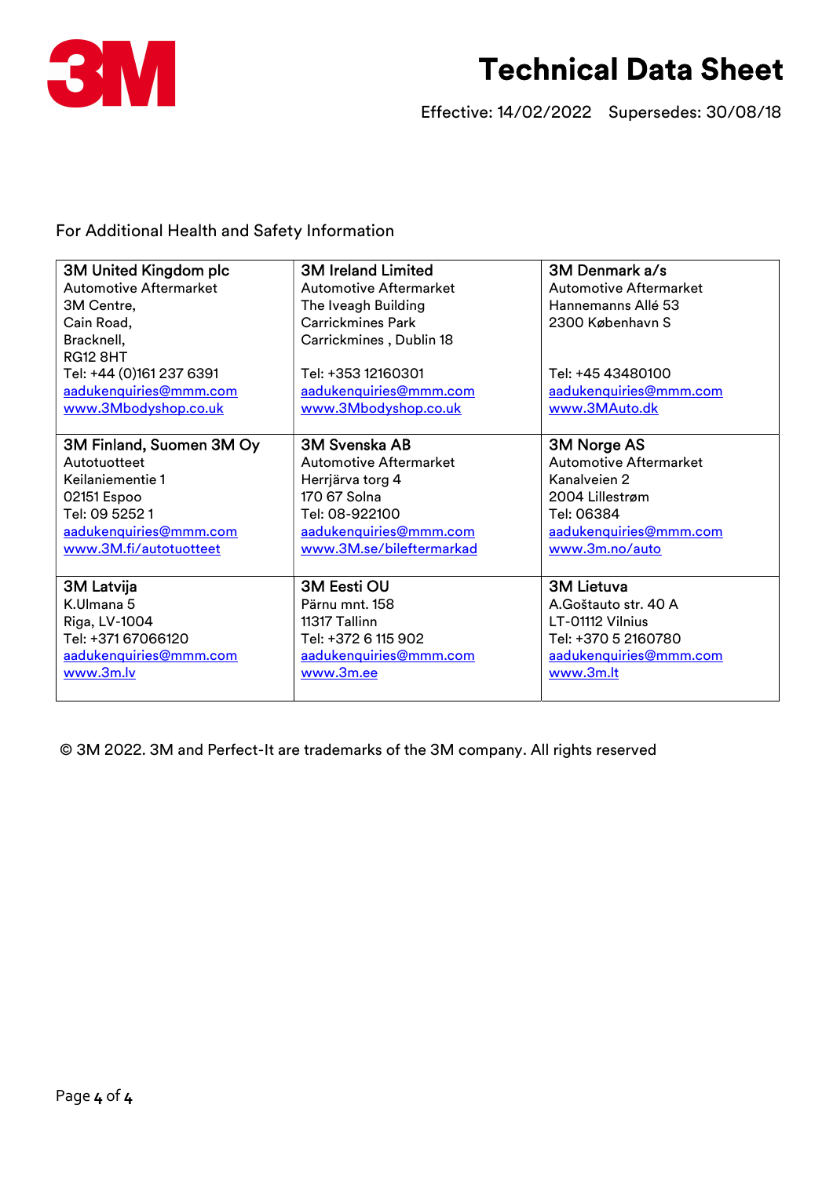# Technical Data Sheet

Effective: 14/02/2022 Supersedes: 30/08/18

For Additional Health and Safety Information

| | | |
|---|---|---|
| **3M United Kingdom plc**<br>Automotive Aftermarket<br>3M Centre,<br>Cain Road,<br>Bracknell,<br>RG12 8HT<br>Tel: +44 (0)161 237 6391<br>aadukenquiries@mmm.com<br>www.3Mbodyshop.co.uk | **3M Ireland Limited**<br>Automotive Aftermarket<br>The Iveagh Building<br>Carrickmines Park<br>Carrickmines , Dublin 18<br><br>Tel: +353 12160301<br>aadukenquiries@mmm.com<br>www.3Mbodyshop.co.uk | **3M Denmark a/s**<br>Automotive Aftermarket<br>Hannemanns Allé 53<br>2300 København S<br><br>Tel: +45 43480100<br>aadukenquiries@mmm.com<br>www.3MAuto.dk |
| **3M Finland, Suomen 3M Oy**<br>Autotuotteet<br>Keilaniementie 1<br>02151 Espoo<br>Tel: 09 5252 1<br>aadukenquiries@mmm.com<br>www.3M.fi/autotuotteet | **3M Svenska AB**<br>Automotive Aftermarket<br>Herrjärva torg 4<br>170 67 Solna<br>Tel: 08-922100<br>aadukenquiries@mmm.com<br>www.3M.se/bileftermarkad | **3M Norge AS**<br>Automotive Aftermarket<br>Kanalveien 2<br>2004 Lillestrøm<br>Tel: 06384<br>aadukenquiries@mmm.com<br>www.3m.no/auto |
| **3M Latvija**<br>K.Ulmana 5<br>Riga, LV-1004<br>Tel: +371 67066120<br>aadukenquiries@mmm.com<br>www.3m.lv | **3M Eesti OU**<br>Pärnu mnt. 158<br>11317 Tallinn<br>Tel: +372 6 115 902<br>aadukenquiries@mmm.com<br>www.3m.ee | **3M Lietuva**<br>A.Goštauto str. 40 A<br>LT-01112 Vilnius<br>Tel: +370 5 2160780<br>aadukenquiries@mmm.com<br>www.3m.lt |

© 3M 2022. 3M and Perfect-It are trademarks of the 3M company. All rights reserved